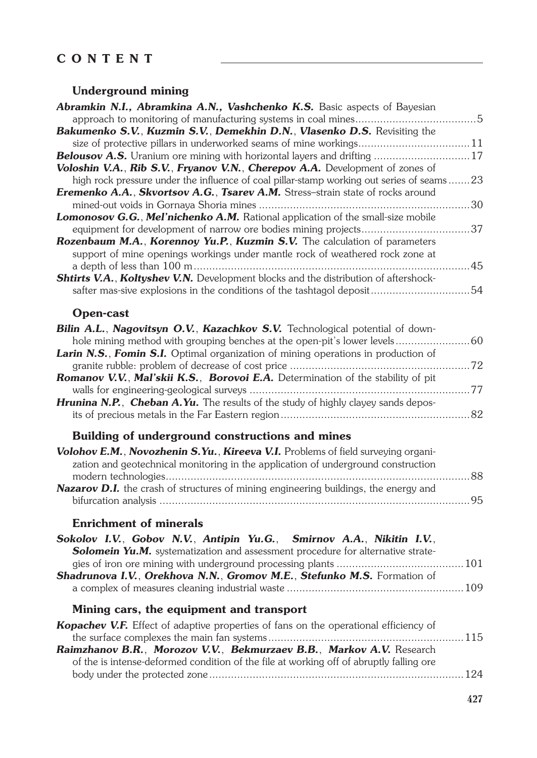# CONTENT

## Underground mining

***Abramkin N.I., Abramkina A.N., Vashchenko K.S.*** Basic aspects of Bayesian approach to monitoring of manufacturing systems in coal mines .......... 5

***Bakumenko S.V., Kuzmin S.V., Demekhin D.N., Vlasenko D.S.*** Revisiting the size of protective pillars in underworked seams of mine workings .......... 11

***Belousov A.S.*** Uranium ore mining with horizontal layers and drifting .......... 17

***Voloshin V.A., Rib S.V., Fryanov V.N., Cherepov A.A.*** Development of zones of high rock pressure under the influence of coal pillar-stamp working out series of seams .......... 23

***Eremenko A.A., Skvortsov A.G., Tsarev A.M.*** Stress–strain state of rocks around mined-out voids in Gornaya Shoria mines .......... 30

***Lomonosov G.G., Mel'nichenko A.M.*** Rational application of the small-size mobile equipment for development of narrow ore bodies mining projects .......... 37

***Rozenbaum M.A., Korennoy Yu.P., Kuzmin S.V.*** The calculation of parameters support of mine openings workings under mantle rock of weathered rock zone at a depth of less than 100 m .......... 45

***Shtirts V.A., Koltyshev V.N.*** Development blocks and the distribution of aftershock-safter mas-sive explosions in the conditions of the tashtagol deposit .......... 54

## Open-cast

***Bilin A.L., Nagovitsyn O.V., Kazachkov S.V.*** Technological potential of down-hole mining method with grouping benches at the open-pit's lower levels .......... 60

***Larin N.S., Fomin S.I.*** Optimal organization of mining operations in production of granite rubble: problem of decrease of cost price .......... 72

***Romanov V.V., Mal'skii K.S., Borovoi E.A.*** Determination of the stability of pit walls for engineering-geological surveys .......... 77

***Hrunina N.P., Cheban A.Yu.*** The results of the study of highly clayey sands deposits of precious metals in the Far Eastern region .......... 82

## Building of underground constructions and mines

***Volohov E.M., Novozhenin S.Yu., Kireeva V.I.*** Problems of field surveying organization and geotechnical monitoring in the application of underground construction modern technologies .......... 88

***Nazarov D.I.*** the crash of structures of mining engineering buildings, the energy and bifurcation analysis .......... 95

## Enrichment of minerals

***Sokolov I.V., Gobov N.V., Antipin Yu.G., Smirnov A.A., Nikitin I.V., Solomein Yu.M.*** systematization and assessment procedure for alternative strategies of iron ore mining with underground processing plants .......... 101

***Shadrunova I.V., Orekhova N.N., Gromov M.E., Stefunko M.S.*** Formation of a complex of measures cleaning industrial waste .......... 109

## Mining cars, the equipment and transport

***Kopachev V.F.*** Effect of adaptive properties of fans on the operational efficiency of the surface complexes the main fan systems .......... 115

***Raimzhanov B.R., Morozov V.V., Bekmurzaev B.B., Markov A.V.*** Research of the is intense-deformed condition of the file at working off of abruptly falling ore body under the protected zone .......... 124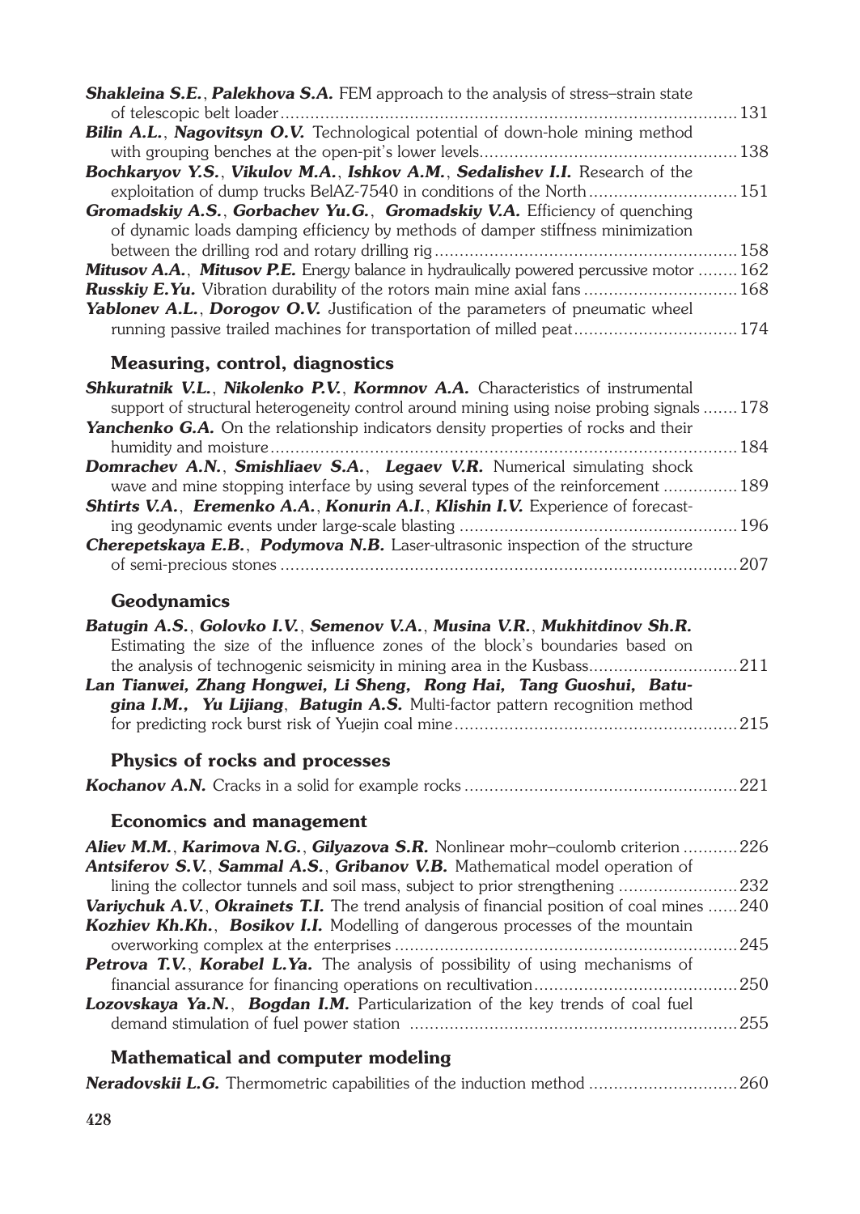***Shakleina S.E.***, ***Palekhova S.A.*** FEM approach to the analysis of stress–strain state of telescopic belt loader ... 131

***Bilin A.L.***, ***Nagovitsyn O.V.*** Technological potential of down-hole mining method with grouping benches at the open-pit's lower levels ... 138

***Bochkaryov Y.S.***, ***Vikulov M.A.***, ***Ishkov A.M.***, ***Sedalishev I.I.*** Research of the exploitation of dump trucks BelAZ-7540 in conditions of the North ... 151

***Gromadskiy A.S.***, ***Gorbachev Yu.G.***, ***Gromadskiy V.A.*** Efficiency of quenching of dynamic loads damping efficiency by methods of damper stiffness minimization between the drilling rod and rotary drilling rig ... 158

***Mitusov A.A.***, ***Mitusov P.E.*** Energy balance in hydraulically powered percussive motor ... 162

***Russkiy E.Yu.*** Vibration durability of the rotors main mine axial fans ... 168

***Yablonev A.L.***, ***Dorogov O.V.*** Justification of the parameters of pneumatic wheel running passive trailed machines for transportation of milled peat ... 174

## Measuring, control, diagnostics

***Shkuratnik V.L.***, ***Nikolenko P.V.***, ***Kormnov A.A.*** Characteristics of instrumental support of structural heterogeneity control around mining using noise probing signals ... 178

***Yanchenko G.A.*** On the relationship indicators density properties of rocks and their humidity and moisture ... 184

***Domrachev A.N.***, ***Smishliaev S.A.***, ***Legaev V.R.*** Numerical simulating shock wave and mine stopping interface by using several types of the reinforcement ... 189

***Shtirts V.A.***, ***Eremenko A.A.***, ***Konurin A.I.***, ***Klishin I.V.*** Experience of forecasting geodynamic events under large-scale blasting ... 196

***Cherepetskaya E.B.***, ***Podymova N.B.*** Laser-ultrasonic inspection of the structure of semi-precious stones ... 207

## Geodynamics

***Batugin A.S.***, ***Golovko I.V.***, ***Semenov V.A.***, ***Musina V.R.***, ***Mukhitdinov Sh.R.*** Estimating the size of the influence zones of the block's boundaries based on the analysis of technogenic seismicity in mining area in the Kusbass ... 211

***Lan Tianwei, Zhang Hongwei, Li Sheng, Rong Hai, Tang Guoshui, Batugina I.M., Yu Lijiang***, ***Batugin A.S.*** Multi-factor pattern recognition method for predicting rock burst risk of Yuejin coal mine ... 215

## Physics of rocks and processes

***Kochanov A.N.*** Cracks in a solid for example rocks ... 221

## Economics and management

***Aliev M.M.***, ***Karimova N.G.***, ***Gilyazova S.R.*** Nonlinear mohr–coulomb criterion ... 226

***Antsiferov S.V.***, ***Sammal A.S.***, ***Gribanov V.B.*** Mathematical model operation of lining the collector tunnels and soil mass, subject to prior strengthening ... 232

***Variychuk A.V.***, ***Okrainets T.I.*** The trend analysis of financial position of coal mines ... 240

***Kozhiev Kh.Kh.***, ***Bosikov I.I.*** Modelling of dangerous processes of the mountain overworking complex at the enterprises ... 245

***Petrova T.V.***, ***Korabel L.Ya.*** The analysis of possibility of using mechanisms of financial assurance for financing operations on recultivation ... 250

***Lozovskaya Ya.N.***, ***Bogdan I.M.*** Particularization of the key trends of coal fuel demand stimulation of fuel power station ... 255

## Mathematical and computer modeling

***Neradovskii L.G.*** Thermometric capabilities of the induction method ... 260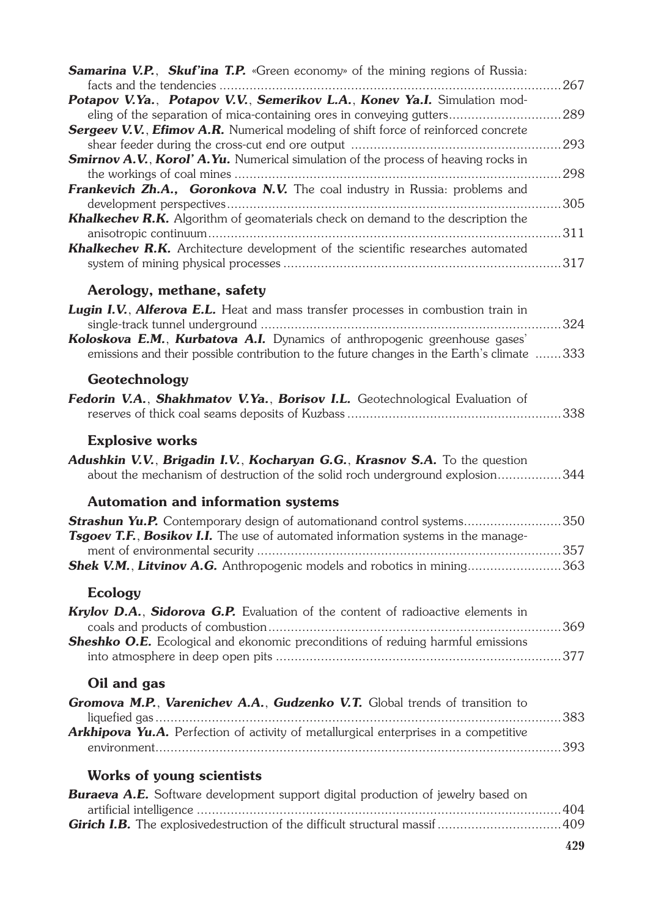***Samarina V.P.***, ***Skuf'ina T.P.*** «Green economy» of the mining regions of Russia: facts and the tendencies ....................................................................................... 267

***Potapov V.Ya.***, ***Potapov V.V.***, ***Semerikov L.A.***, ***Konev Ya.I.*** Simulation modeling of the separation of mica-containing ores in conveying gutters............................. 289

***Sergeev V.V.***, ***Efimov A.R.*** Numerical modeling of shift force of reinforced concrete shear feeder during the cross-cut end ore output ....................................................... 293

***Smirnov A.V.***, ***Korol' A.Yu.*** Numerical simulation of the process of heaving rocks in the workings of coal mines ...................................................................................... 298

***Frankevich Zh.A.***, ***Goronkova N.V.*** The coal industry in Russia: problems and development perspectives........................................................................................ 305

***Khalkechev R.K.*** Algorithm of geomaterials check on demand to the description the anisotropic continuum.............................................................................................. 311

***Khalkechev R.K.*** Architecture development of the scientific researches automated system of mining physical processes ......................................................................... 317

## Aerology, methane, safety

***Lugin I.V.***, ***Alferova E.L.*** Heat and mass transfer processes in combustion train in single-track tunnel underground ............................................................................... 324

***Koloskova E.M.***, ***Kurbatova A.I.*** Dynamics of anthropogenic greenhouse gases' emissions and their possible contribution to the future changes in the Earth's climate ....... 333

## Geotechnology

***Fedorin V.A.***, ***Shakhmatov V.Ya.***, ***Borisov I.L.*** Geotechnological Evaluation of reserves of thick coal seams deposits of Kuzbass ........................................................ 338

## Explosive works

***Adushkin V.V.***, ***Brigadin I.V.***, ***Kocharyan G.G.***, ***Krasnov S.A.*** To the question about the mechanism of destruction of the solid roch underground explosion................. 344

## Automation and information systems

***Strashun Yu.P.*** Contemporary design of automationand control systems......................... 350

***Tsgoev T.F.***, ***Bosikov I.I.*** The use of automated information systems in the management of environmental security ................................................................................ 357

***Shek V.M.***, ***Litvinov A.G.*** Anthropogenic models and robotics in mining......................... 363

## Ecology

***Krylov D.A.***, ***Sidorova G.P.*** Evaluation of the content of radioactive elements in coals and products of combustion............................................................................. 369

***Sheshko O.E.*** Ecological and ekonomic preconditions of reduing harmful emissions into atmosphere in deep open pits ........................................................................... 377

## Oil and gas

***Gromova M.P.***, ***Varenichev A.A.***, ***Gudzenko V.T.*** Global trends of transition to liquefied gas ............................................................................................................ 383

***Arkhipova Yu.A.*** Perfection of activity of metallurgical enterprises in a competitive environment............................................................................................................ 393

## Works of young scientists

***Buraeva A.E.*** Software development support digital production of jewelry based on artificial intelligence ................................................................................................ 404

***Girich I.B.*** The explosivedestruction of the difficult structural massif ................................ 409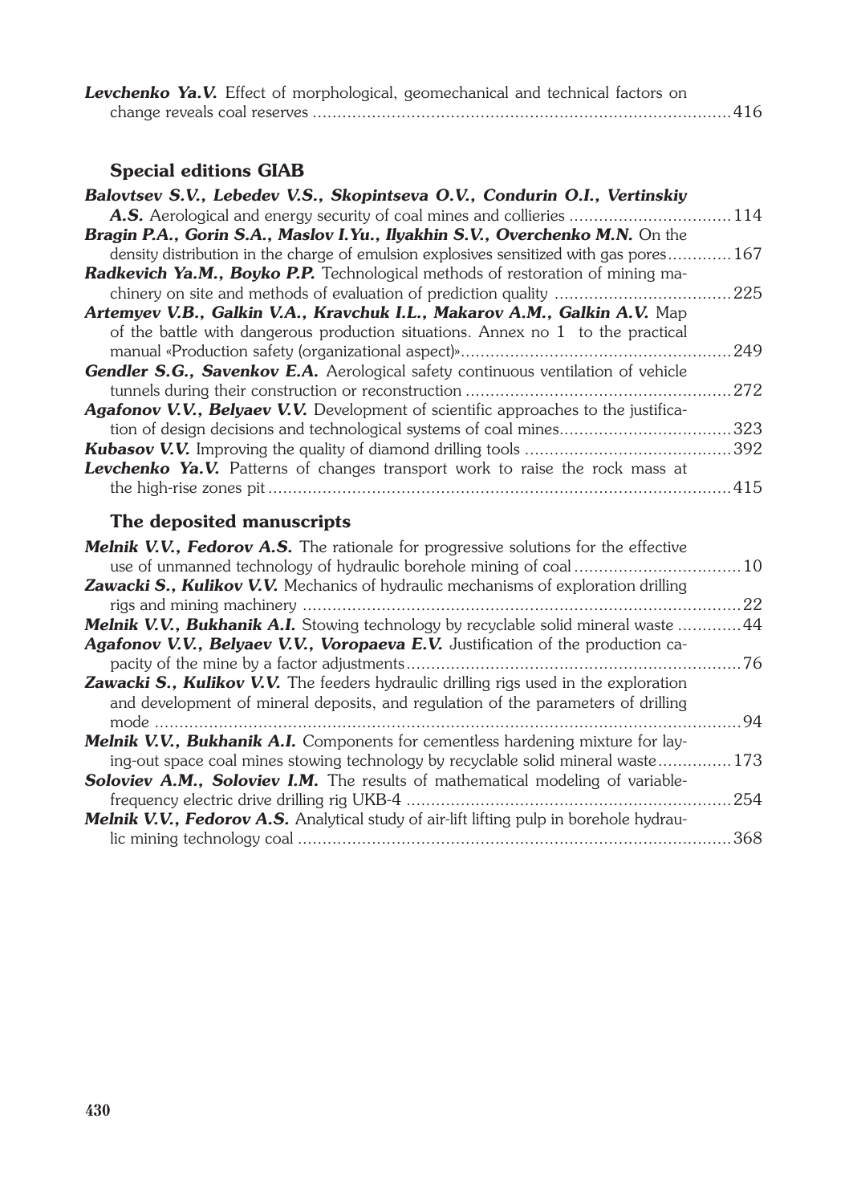***Levchenko Ya.V.*** Effect of morphological, geomechanical and technical factors on change reveals coal reserves ....................................................................................416

## Special editions GIAB

***Balovtsev S.V., Lebedev V.S., Skopintseva O.V., Condurin O.I., Vertinskiy A.S.*** Aerological and energy security of coal mines and collieries ................................114

***Bragin P.A., Gorin S.A., Maslov I.Yu., Ilyakhin S.V., Overchenko M.N.*** On the density distribution in the charge of emulsion explosives sensitized with gas pores.............167

***Radkevich Ya.M., Boyko P.P.*** Technological methods of restoration of mining machinery on site and methods of evaluation of prediction quality ....................................225

***Artemyev V.B., Galkin V.A., Kravchuk I.L., Makarov A.M., Galkin A.V.*** Map of the battle with dangerous production situations. Annex no 1 to the practical manual «Production safety (organizational aspect)»......................................................249

***Gendler S.G., Savenkov E.A.*** Aerological safety continuous ventilation of vehicle tunnels during their construction or reconstruction .....................................................272

***Agafonov V.V., Belyaev V.V.*** Development of scientific approaches to the justification of design decisions and technological systems of coal mines..................................323

***Kubasov V.V.*** Improving the quality of diamond drilling tools ..........................................392

***Levchenko Ya.V.*** Patterns of changes transport work to raise the rock mass at the high-rise zones pit .............................................................................................415

## The deposited manuscripts

***Melnik V.V., Fedorov A.S.*** The rationale for progressive solutions for the effective use of unmanned technology of hydraulic borehole mining of coal ..................................10

***Zawacki S., Kulikov V.V.*** Mechanics of hydraulic mechanisms of exploration drilling rigs and mining machinery .........................................................................................22

***Melnik V.V., Bukhanik A.I.*** Stowing technology by recyclable solid mineral waste .............44

***Agafonov V.V., Belyaev V.V., Voropaeva E.V.*** Justification of the production capacity of the mine by a factor adjustments....................................................................76

***Zawacki S., Kulikov V.V.*** The feeders hydraulic drilling rigs used in the exploration and development of mineral deposits, and regulation of the parameters of drilling mode ........................................................................................................................94

***Melnik V.V., Bukhanik A.I.*** Components for cementless hardening mixture for laying-out space coal mines stowing technology by recyclable solid mineral waste...............173

***Soloviev A.M., Soloviev I.M.*** The results of mathematical modeling of variable-frequency electric drive drilling rig UKB-4 .................................................................254

***Melnik V.V., Fedorov A.S.*** Analytical study of air-lift lifting pulp in borehole hydraulic mining technology coal .......................................................................................368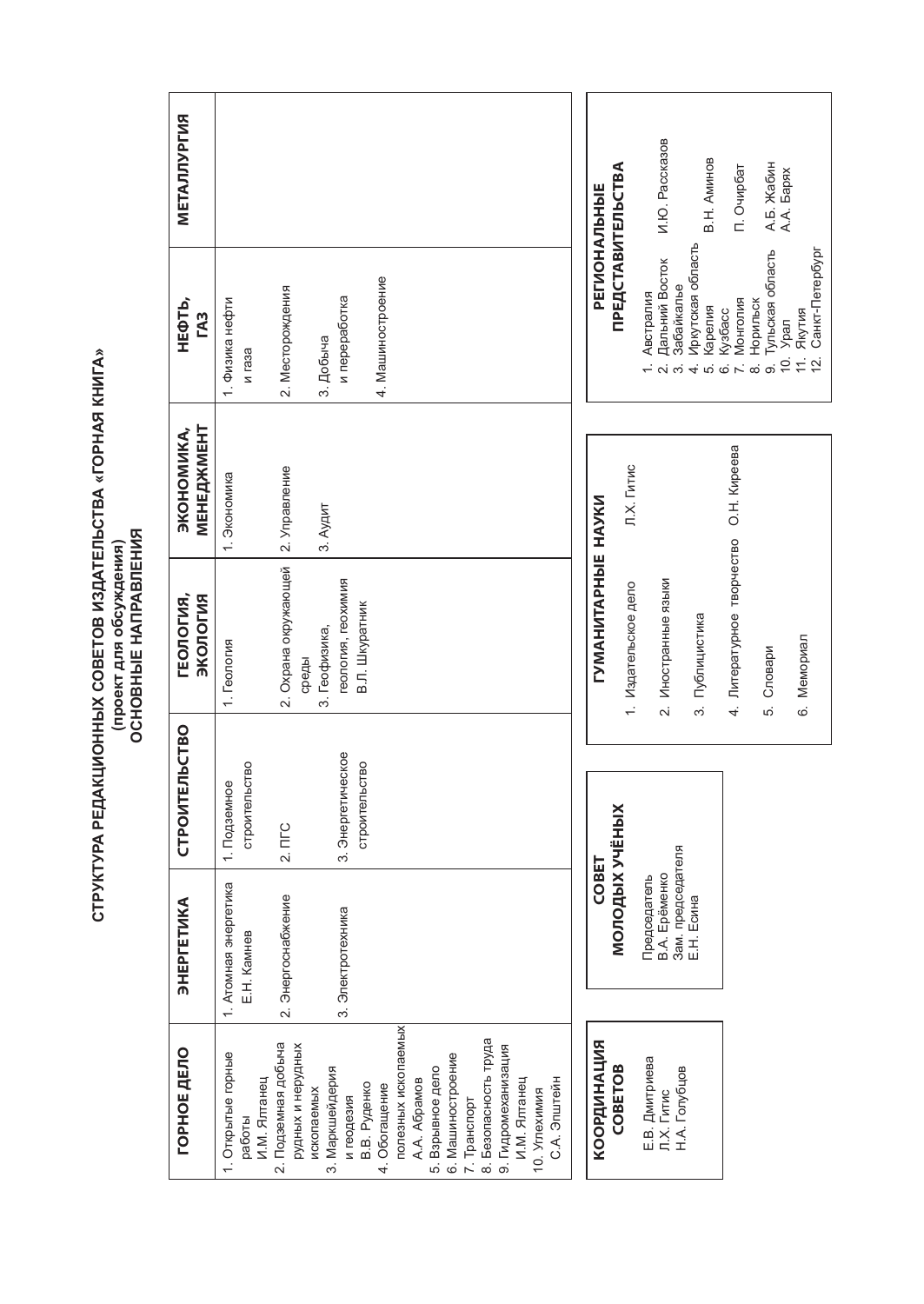# СТРУКТУРА РЕДАКЦИОННЫХ СОВЕТОВ ИЗДАТЕЛЬСТВА «ГОРНАЯ КНИГА»

**(проект для обсуждения)**

## ОСНОВНЫЕ НАПРАВЛЕНИЯ

| ГОРНОЕ ДЕЛО | ЭНЕРГЕТИКА | СТРОИТЕЛЬСТВО | ГЕОЛОГИЯ, ЭКОЛОГИЯ | ЭКОНОМИКА, МЕНЕДЖМЕНТ | НЕФТЬ, ГАЗ | МЕТАЛЛУРГИЯ |
|---|---|---|---|---|---|---|
| 1. Открытые горные работы И.М. Ялтанец | 1. Атомная энергетика Е.Н. Камнев | 1. Подземное строительство | 1. Геология | 1. Экономика | 1. Физика нефти и газа | |
| 2. Подземная добыча рудных и нерудных ископаемых | 2. Энергоснабжение | 2. ПГС | 2. Охрана окружающей среды | 2. Управление | 2. Месторождения | |
| 3. Маркшейдерия и геодезия В.В. Руденко | 3. Электротехника | 3. Энергетическое строительство | 3. Геофизика, геология, геохимия В.Л. Шкуратник | 3. Аудит | 3. Добыча и переработка | |
| 4. Обогащение полезных ископаемых А.А. Абрамов | | | | | 4. Машиностроение | |
| 5. Взрывное дело | | | | | | |
| 6. Машиностроение | | | | | | |
| 7. Транспорт | | | | | | |
| 8. Безопасность труда | | | | | | |
| 9. Гидромеханизация И.М. Ялтанец | | | | | | |
| 10. Углехимия С.А. Эпштейн | | | | | | |

### КООРДИНАЦИЯ СОВЕТОВ

Е.В. Дмитриева
Л.Х. Гитис
Н.А. Голубцов

### СОВЕТ МОЛОДЫХ УЧЁНЫХ

Председатель
В.А. Ерёменко
Зам. председателя
Е.Н. Есина

### ГУМАНИТАРНЫЕ НАУКИ

1. Издательское дело — Л.Х. Гитис
2. Иностранные языки
3. Публицистика
4. Литературное творчество — О.Н. Киреева
5. Словари
6. Мемориал

### РЕГИОНАЛЬНЫЕ ПРЕДСТАВИТЕЛЬСТВА

1. Австралия
2. Дальний Восток — И.Ю. Рассказов
3. Забайкалье
4. Иркутская область
5. Карелия — В.Н. Аминов
6. Кузбасс
7. Монголия — П. Очирбат
8. Норильск
9. Тульская область — А.Б. Жабин
10. Урал — А.А. Барях
11. Якутия
12. Санкт-Петербург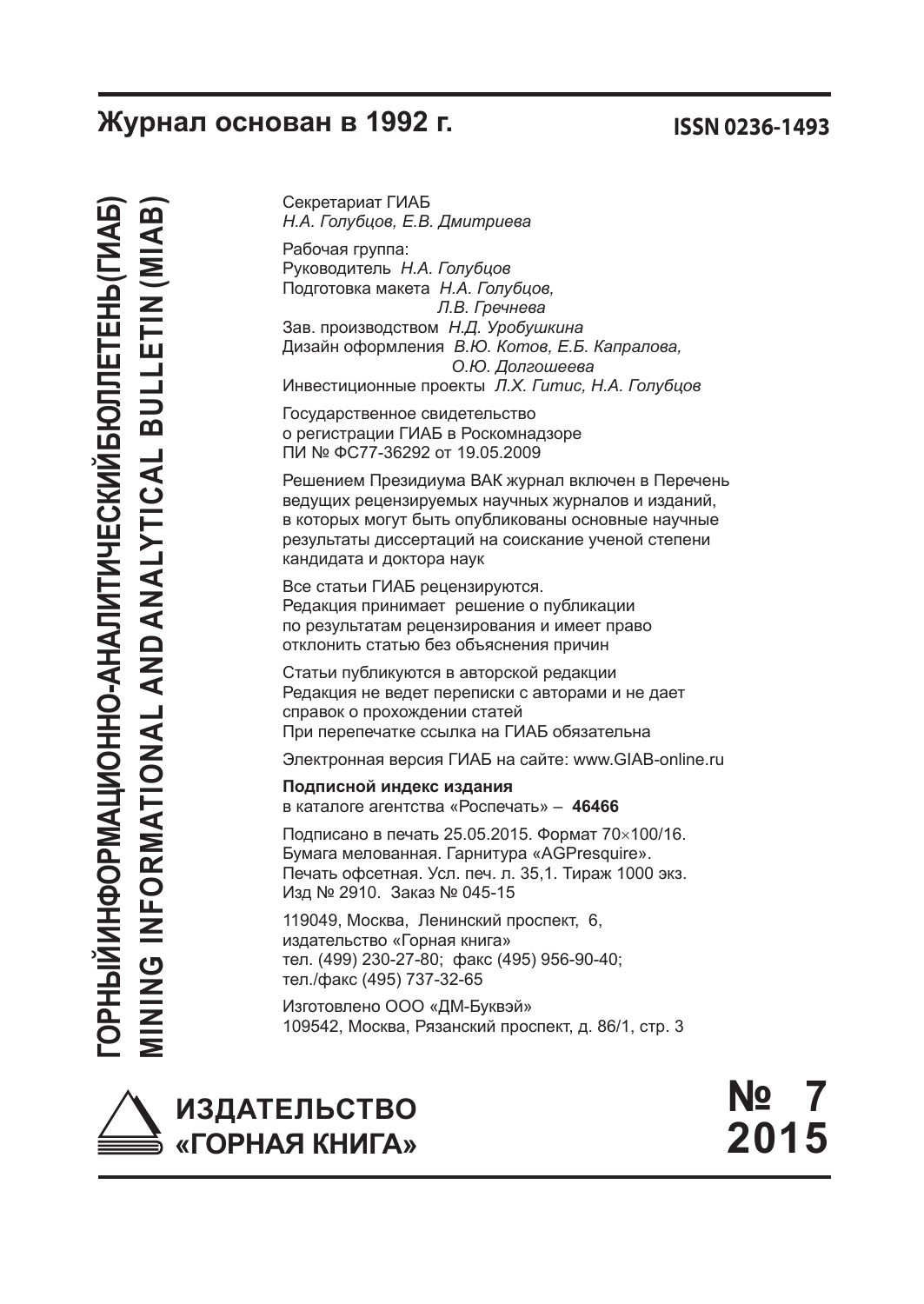**Журнал основан в 1992 г.**

**ISSN 0236-1493**

**ГОРНЫЙ ИНФОРМАЦИОННО-АНАЛИТИЧЕСКИЙ БЮЛЛЕТЕНЬ (ГИАБ)**
**MINING INFORMATIONAL AND ANALYTICAL BULLETIN (MIAB)**

Секретариат ГИАБ
*Н.А. Голубцов, Е.В. Дмитриева*

Рабочая группа:
Руководитель *Н.А. Голубцов*
Подготовка макета *Н.А. Голубцов, Л.В. Гречнева*
Зав. производством *Н.Д. Уробушкина*
Дизайн оформления *В.Ю. Котов, Е.Б. Капралова, О.Ю. Долгошеева*
Инвестиционные проекты *Л.Х. Гитис, Н.А. Голубцов*

Государственное свидетельство
о регистрации ГИАБ в Роскомнадзоре
ПИ № ФС77-36292 от 19.05.2009

Решением Президиума ВАК журнал включен в Перечень ведущих рецензируемых научных журналов и изданий, в которых могут быть опубликованы основные научные результаты диссертаций на соискание ученой степени кандидата и доктора наук

Все статьи ГИАБ рецензируются.
Редакция принимает решение о публикации по результатам рецензирования и имеет право отклонить статью без объяснения причин

Статьи публикуются в авторской редакции
Редакция не ведет переписки с авторами и не дает справок о прохождении статей
При перепечатке ссылка на ГИАБ обязательна

Электронная версия ГИАБ на сайте: www.GIAB-online.ru

**Подписной индекс издания**
в каталоге агентства «Роспечать» – **46466**

Подписано в печать 25.05.2015. Формат 70×100/16.
Бумага мелованная. Гарнитура «AGPresquire».
Печать офсетная. Усл. печ. л. 35,1. Тираж 1000 экз.
Изд № 2910. Заказ № 045-15

119049, Москва, Ленинский проспект, 6,
издательство «Горная книга»
тел. (499) 230-27-80; факс (495) 956-90-40;
тел./факс (495) 737-32-65

Изготовлено ООО «ДМ-Буквэй»
109542, Москва, Рязанский проспект, д. 86/1, стр. 3

**ИЗДАТЕЛЬСТВО «ГОРНАЯ КНИГА»**

**№ 7**
**2015**